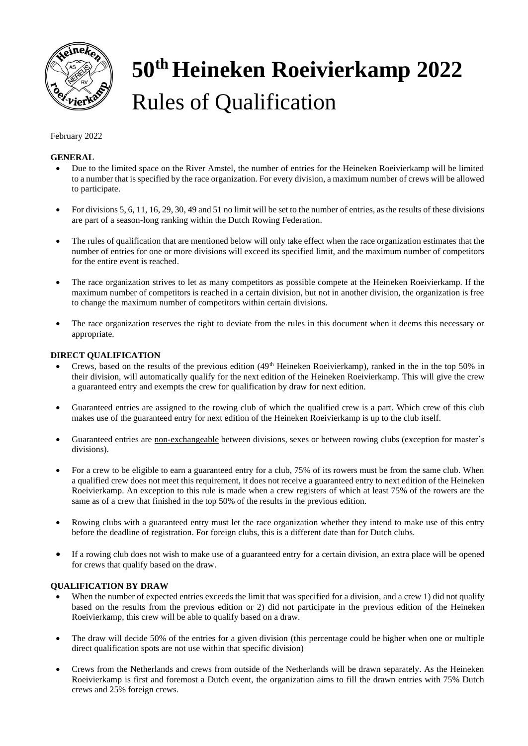# 50th Heineken Roeivierkamp 2022

# Rules of Qualification

February 2022

**GENERAL**

- Due to the limited space on the River Amstel, the number of entries for the Heineken Roeivierkamp will be limited to a number that is specified by the race organization. For every division, a maximum number of crews will be allowed to participate.
- For divisions 5, 6, 11, 16, 29, 30, 49 and 51 no limit will be set to the number of entries, as the results of these divisions are part of a season-long ranking within the Dutch Rowing Federation.
- The rules of qualification that are mentioned below will only take effect when the race organization estimates that the number of entries for one or more divisions will exceed its specified limit, and the maximum number of competitors for the entire event is reached.
- The race organization strives to let as many competitors as possible compete at the Heineken Roeivierkamp. If the maximum number of competitors is reached in a certain division, but not in another division, the organization is free to change the maximum number of competitors within certain divisions.
- The race organization reserves the right to deviate from the rules in this document when it deems this necessary or appropriate.

**DIRECT QUALIFICATION**

- Crews, based on the results of the previous edition (49th Heineken Roeivierkamp), ranked in the in the top 50% in their division, will automatically qualify for the next edition of the Heineken Roeivierkamp. This will give the crew a guaranteed entry and exempts the crew for qualification by draw for next edition.
- Guaranteed entries are assigned to the rowing club of which the qualified crew is a part. Which crew of this club makes use of the guaranteed entry for next edition of the Heineken Roeivierkamp is up to the club itself.
- Guaranteed entries are non-exchangeable between divisions, sexes or between rowing clubs (exception for master's divisions).
- For a crew to be eligible to earn a guaranteed entry for a club, 75% of its rowers must be from the same club. When a qualified crew does not meet this requirement, it does not receive a guaranteed entry to next edition of the Heineken Roeivierkamp. An exception to this rule is made when a crew registers of which at least 75% of the rowers are the same as of a crew that finished in the top 50% of the results in the previous edition.
- Rowing clubs with a guaranteed entry must let the race organization whether they intend to make use of this entry before the deadline of registration. For foreign clubs, this is a different date than for Dutch clubs.
- If a rowing club does not wish to make use of a guaranteed entry for a certain division, an extra place will be opened for crews that qualify based on the draw.

**QUALIFICATION BY DRAW**

- When the number of expected entries exceeds the limit that was specified for a division, and a crew 1) did not qualify based on the results from the previous edition or 2) did not participate in the previous edition of the Heineken Roeivierkamp, this crew will be able to qualify based on a draw.
- The draw will decide 50% of the entries for a given division (this percentage could be higher when one or multiple direct qualification spots are not use within that specific division)
- Crews from the Netherlands and crews from outside of the Netherlands will be drawn separately. As the Heineken Roeivierkamp is first and foremost a Dutch event, the organization aims to fill the drawn entries with 75% Dutch crews and 25% foreign crews.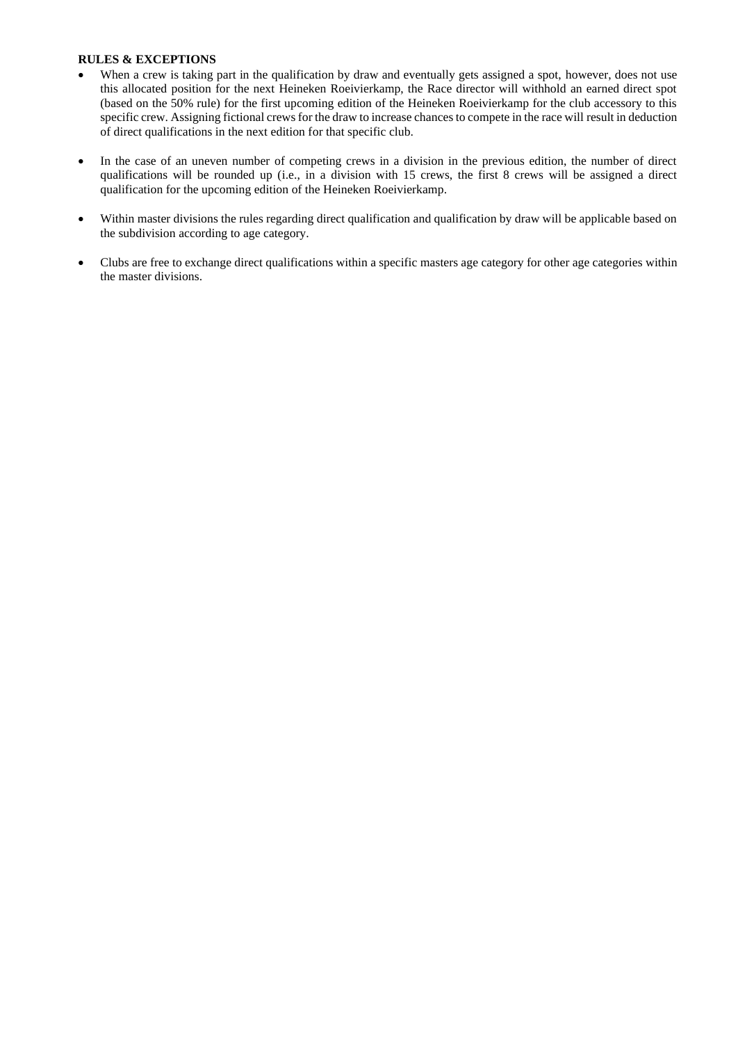**RULES & EXCEPTIONS**

- When a crew is taking part in the qualification by draw and eventually gets assigned a spot, however, does not use this allocated position for the next Heineken Roeivierkamp, the Race director will withhold an earned direct spot (based on the 50% rule) for the first upcoming edition of the Heineken Roeivierkamp for the club accessory to this specific crew. Assigning fictional crews for the draw to increase chances to compete in the race will result in deduction of direct qualifications in the next edition for that specific club.

- In the case of an uneven number of competing crews in a division in the previous edition, the number of direct qualifications will be rounded up (i.e., in a division with 15 crews, the first 8 crews will be assigned a direct qualification for the upcoming edition of the Heineken Roeivierkamp.

- Within master divisions the rules regarding direct qualification and qualification by draw will be applicable based on the subdivision according to age category.

- Clubs are free to exchange direct qualifications within a specific masters age category for other age categories within the master divisions.